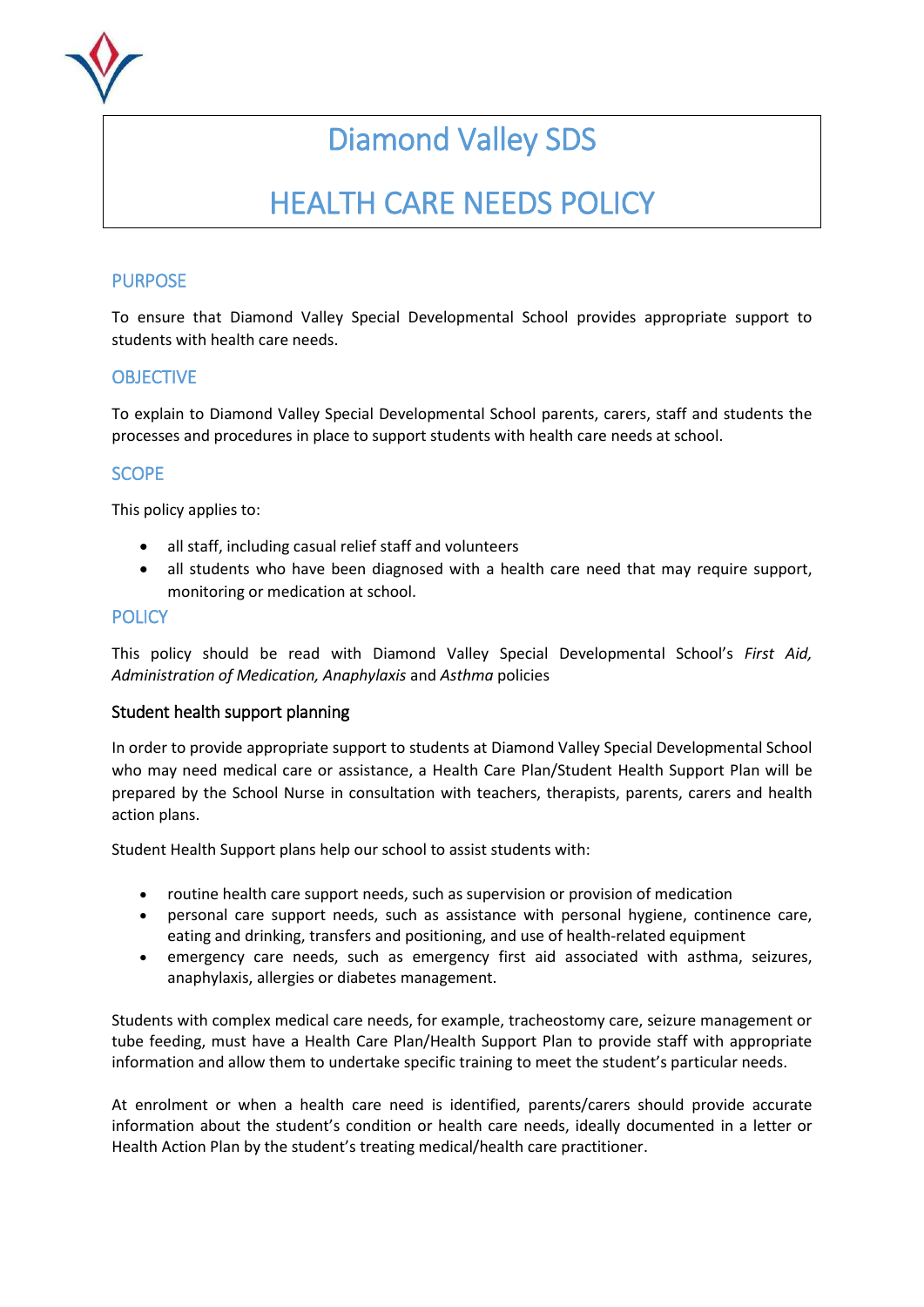# Diamond Valley SDS

# HEALTH CARE NEEDS POLICY

## PURPOSE

To ensure that Diamond Valley Special Developmental School provides appropriate support to students with health care needs.

## OBJECTIVE

To explain to Diamond Valley Special Developmental School parents, carers, staff and students the processes and procedures in place to support students with health care needs at school.

## SCOPE

This policy applies to:

- all staff, including casual relief staff and volunteers
- all students who have been diagnosed with a health care need that may require support, monitoring or medication at school.

## POLICY

This policy should be read with Diamond Valley Special Developmental School's *First Aid, Administration of Medication, Anaphylaxis* and *Asthma* policies

### Student health support planning

In order to provide appropriate support to students at Diamond Valley Special Developmental School who may need medical care or assistance, a Health Care Plan/Student Health Support Plan will be prepared by the School Nurse in consultation with teachers, therapists, parents, carers and health action plans.

Student Health Support plans help our school to assist students with:

- routine health care support needs, such as supervision or provision of medication
- personal care support needs, such as assistance with personal hygiene, continence care, eating and drinking, transfers and positioning, and use of health-related equipment
- emergency care needs, such as emergency first aid associated with asthma, seizures, anaphylaxis, allergies or diabetes management.

Students with complex medical care needs, for example, tracheostomy care, seizure management or tube feeding, must have a Health Care Plan/Health Support Plan to provide staff with appropriate information and allow them to undertake specific training to meet the student's particular needs.

At enrolment or when a health care need is identified, parents/carers should provide accurate information about the student's condition or health care needs, ideally documented in a letter or Health Action Plan by the student's treating medical/health care practitioner.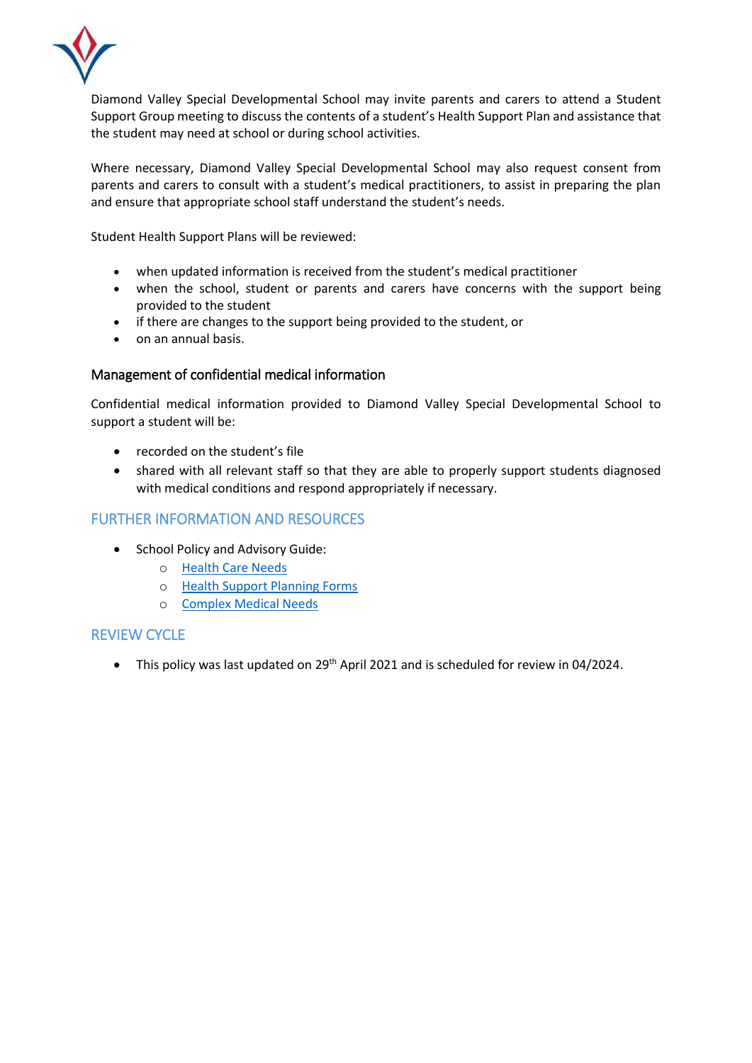Diamond Valley Special Developmental School may invite parents and carers to attend a Student Support Group meeting to discuss the contents of a student's Health Support Plan and assistance that the student may need at school or during school activities.

Where necessary, Diamond Valley Special Developmental School may also request consent from parents and carers to consult with a student's medical practitioners, to assist in preparing the plan and ensure that appropriate school staff understand the student's needs.

Student Health Support Plans will be reviewed:

- when updated information is received from the student's medical practitioner
- when the school, student or parents and carers have concerns with the support being provided to the student
- if there are changes to the support being provided to the student, or
- on an annual basis.

### Management of confidential medical information

Confidential medical information provided to Diamond Valley Special Developmental School to support a student will be:

- recorded on the student's file
- shared with all relevant staff so that they are able to properly support students diagnosed with medical conditions and respond appropriately if necessary.

## FURTHER INFORMATION AND RESOURCES

- School Policy and Advisory Guide:
  - Health Care Needs
  - Health Support Planning Forms
  - Complex Medical Needs

## REVIEW CYCLE

- This policy was last updated on 29th April 2021 and is scheduled for review in 04/2024.